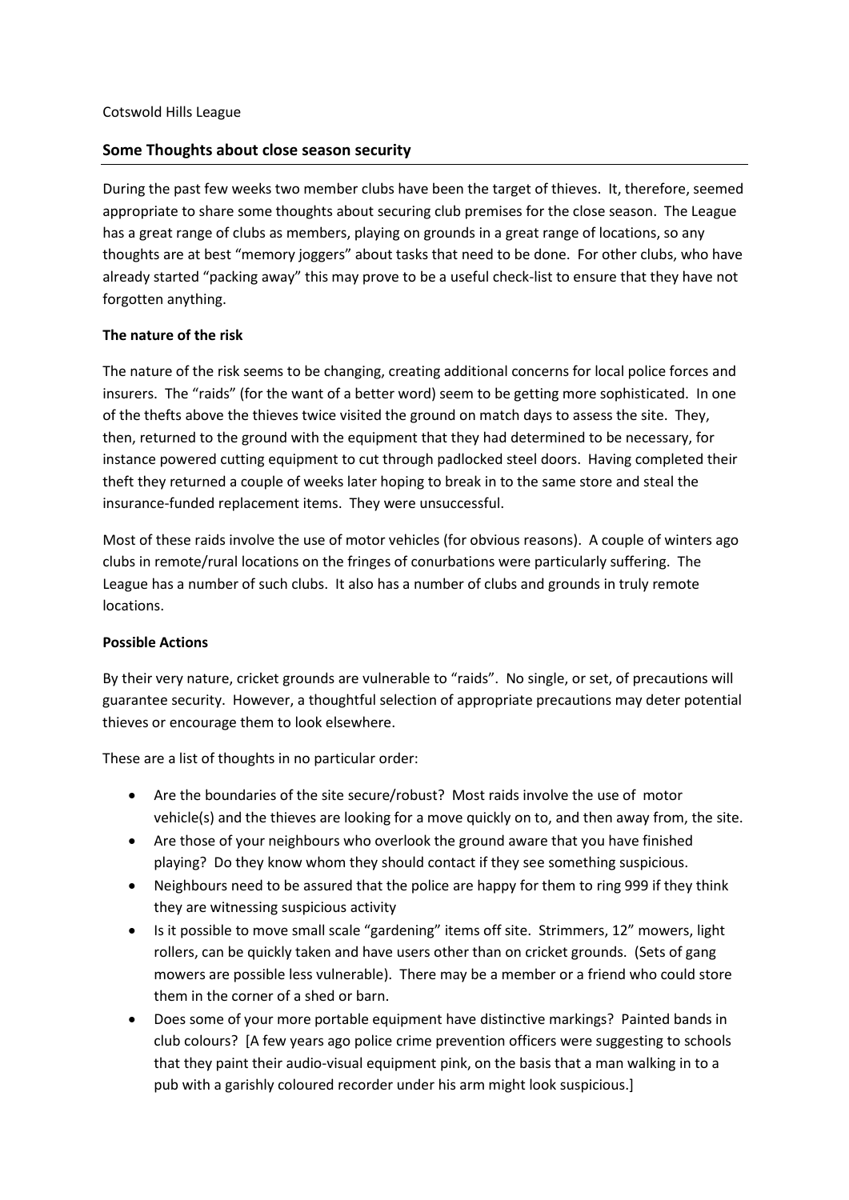Cotswold Hills League

## Some Thoughts about close season security

During the past few weeks two member clubs have been the target of thieves. It, therefore, seemed appropriate to share some thoughts about securing club premises for the close season. The League has a great range of clubs as members, playing on grounds in a great range of locations, so any thoughts are at best "memory joggers" about tasks that need to be done. For other clubs, who have already started "packing away" this may prove to be a useful check-list to ensure that they have not forgotten anything.

**The nature of the risk**

The nature of the risk seems to be changing, creating additional concerns for local police forces and insurers. The "raids" (for the want of a better word) seem to be getting more sophisticated. In one of the thefts above the thieves twice visited the ground on match days to assess the site. They, then, returned to the ground with the equipment that they had determined to be necessary, for instance powered cutting equipment to cut through padlocked steel doors. Having completed their theft they returned a couple of weeks later hoping to break in to the same store and steal the insurance-funded replacement items. They were unsuccessful.

Most of these raids involve the use of motor vehicles (for obvious reasons). A couple of winters ago clubs in remote/rural locations on the fringes of conurbations were particularly suffering. The League has a number of such clubs. It also has a number of clubs and grounds in truly remote locations.

**Possible Actions**

By their very nature, cricket grounds are vulnerable to "raids". No single, or set, of precautions will guarantee security. However, a thoughtful selection of appropriate precautions may deter potential thieves or encourage them to look elsewhere.

These are a list of thoughts in no particular order:

- Are the boundaries of the site secure/robust? Most raids involve the use of motor vehicle(s) and the thieves are looking for a move quickly on to, and then away from, the site.
- Are those of your neighbours who overlook the ground aware that you have finished playing? Do they know whom they should contact if they see something suspicious.
- Neighbours need to be assured that the police are happy for them to ring 999 if they think they are witnessing suspicious activity
- Is it possible to move small scale "gardening" items off site. Strimmers, 12" mowers, light rollers, can be quickly taken and have users other than on cricket grounds. (Sets of gang mowers are possible less vulnerable). There may be a member or a friend who could store them in the corner of a shed or barn.
- Does some of your more portable equipment have distinctive markings? Painted bands in club colours? [A few years ago police crime prevention officers were suggesting to schools that they paint their audio-visual equipment pink, on the basis that a man walking in to a pub with a garishly coloured recorder under his arm might look suspicious.]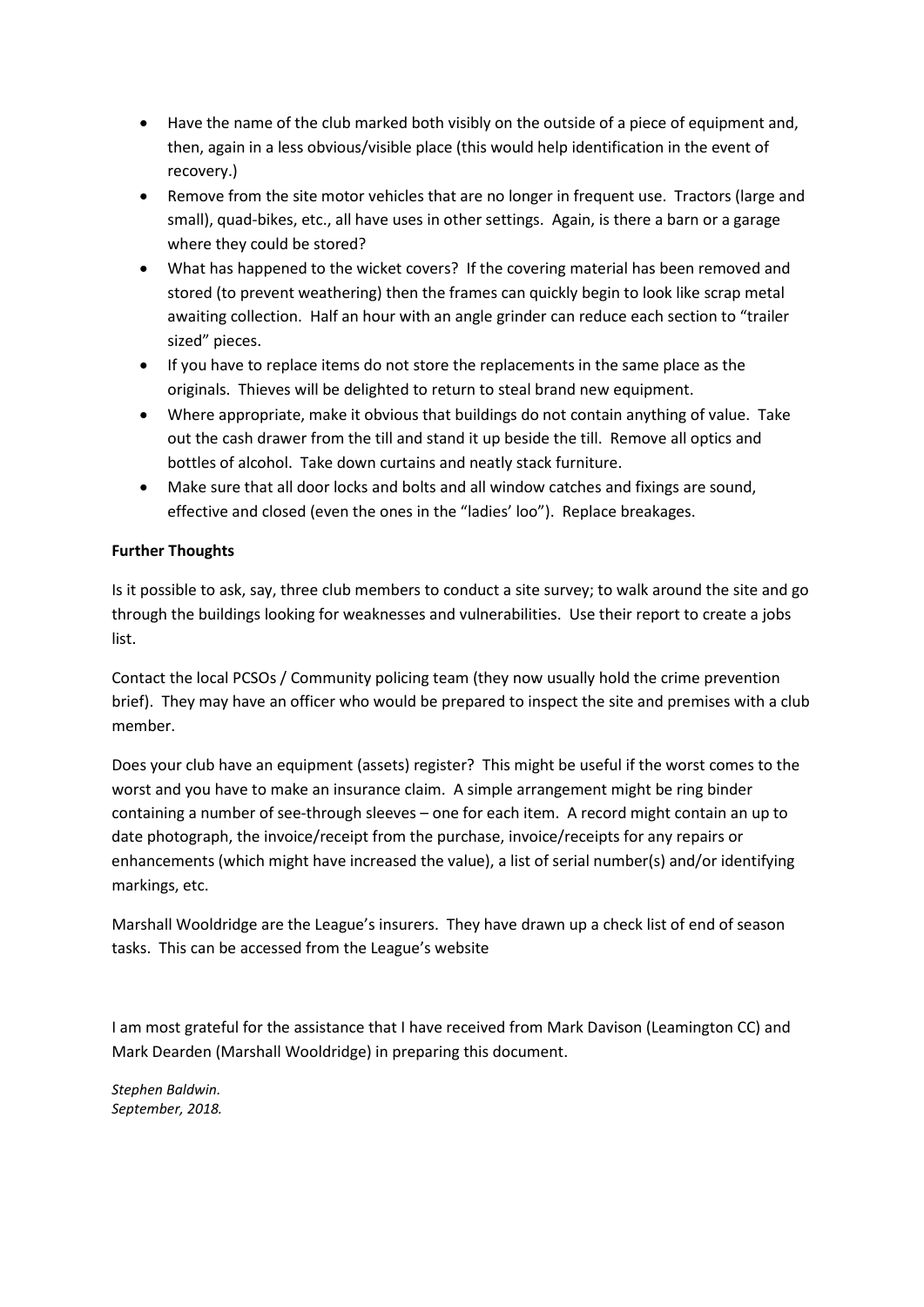- Have the name of the club marked both visibly on the outside of a piece of equipment and, then, again in a less obvious/visible place (this would help identification in the event of recovery.)
- Remove from the site motor vehicles that are no longer in frequent use. Tractors (large and small), quad-bikes, etc., all have uses in other settings. Again, is there a barn or a garage where they could be stored?
- What has happened to the wicket covers? If the covering material has been removed and stored (to prevent weathering) then the frames can quickly begin to look like scrap metal awaiting collection. Half an hour with an angle grinder can reduce each section to "trailer sized" pieces.
- If you have to replace items do not store the replacements in the same place as the originals. Thieves will be delighted to return to steal brand new equipment.
- Where appropriate, make it obvious that buildings do not contain anything of value. Take out the cash drawer from the till and stand it up beside the till. Remove all optics and bottles of alcohol. Take down curtains and neatly stack furniture.
- Make sure that all door locks and bolts and all window catches and fixings are sound, effective and closed (even the ones in the "ladies' loo"). Replace breakages.

**Further Thoughts**

Is it possible to ask, say, three club members to conduct a site survey; to walk around the site and go through the buildings looking for weaknesses and vulnerabilities. Use their report to create a jobs list.

Contact the local PCSOs / Community policing team (they now usually hold the crime prevention brief). They may have an officer who would be prepared to inspect the site and premises with a club member.

Does your club have an equipment (assets) register? This might be useful if the worst comes to the worst and you have to make an insurance claim. A simple arrangement might be ring binder containing a number of see-through sleeves – one for each item. A record might contain an up to date photograph, the invoice/receipt from the purchase, invoice/receipts for any repairs or enhancements (which might have increased the value), a list of serial number(s) and/or identifying markings, etc.

Marshall Wooldridge are the League's insurers. They have drawn up a check list of end of season tasks. This can be accessed from the League's website

I am most grateful for the assistance that I have received from Mark Davison (Leamington CC) and Mark Dearden (Marshall Wooldridge) in preparing this document.

*Stephen Baldwin.*
*September, 2018.*